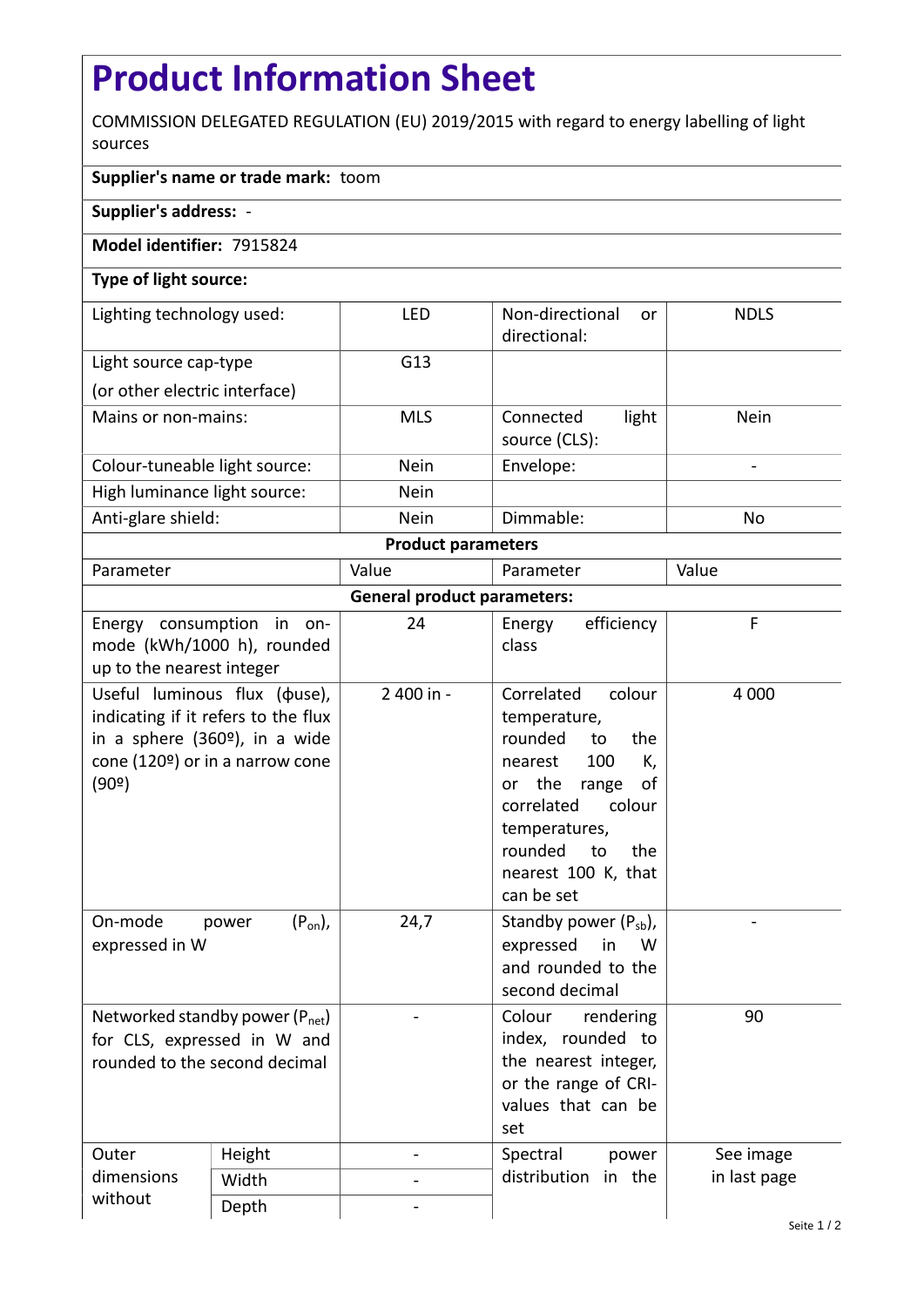# Product Information Sheet

COMMISSION DELEGATED REGULATION (EU) 2019/2015 with regard to energy labelling of light sources

**Supplier's name or trade mark:** toom

**Supplier's address:** -

**Model identifier:** 7915824

**Type of light source:**

| | | | |
|---|---|---|---|
| Lighting technology used: | LED | Non-directional or directional: | NDLS |
| Light source cap-type (or other electric interface) | G13 | | |
| Mains or non-mains: | MLS | Connected light source (CLS): | Nein |
| Colour-tuneable light source: | Nein | Envelope: | - |
| High luminance light source: | Nein | | |
| Anti-glare shield: | Nein | Dimmable: | No |

**Product parameters**

| Parameter | | Value | Parameter | Value |
|---|---|---|---|---|
| **General product parameters:** | | | | |
| Energy consumption in on-mode (kWh/1000 h), rounded up to the nearest integer | | 24 | Energy efficiency class | F |
| Useful luminous flux (ϕuse), indicating if it refers to the flux in a sphere (360º), in a wide cone (120º) or in a narrow cone (90º) | | 2 400 in - | Correlated colour temperature, rounded to the nearest 100 K, or the range of correlated colour temperatures, rounded to the nearest 100 K, that can be set | 4 000 |
| On-mode power ($P_{on}$), expressed in W | | 24,7 | Standby power ($P_{sb}$), expressed in W and rounded to the second decimal | - |
| Networked standby power ($P_{net}$) for CLS, expressed in W and rounded to the second decimal | | - | Colour rendering index, rounded to the nearest integer, or the range of CRI-values that can be set | 90 |
| Outer dimensions without | Height | - | Spectral power distribution in the | See image in last page |
| | Width | - | | |
| | Depth | - | | |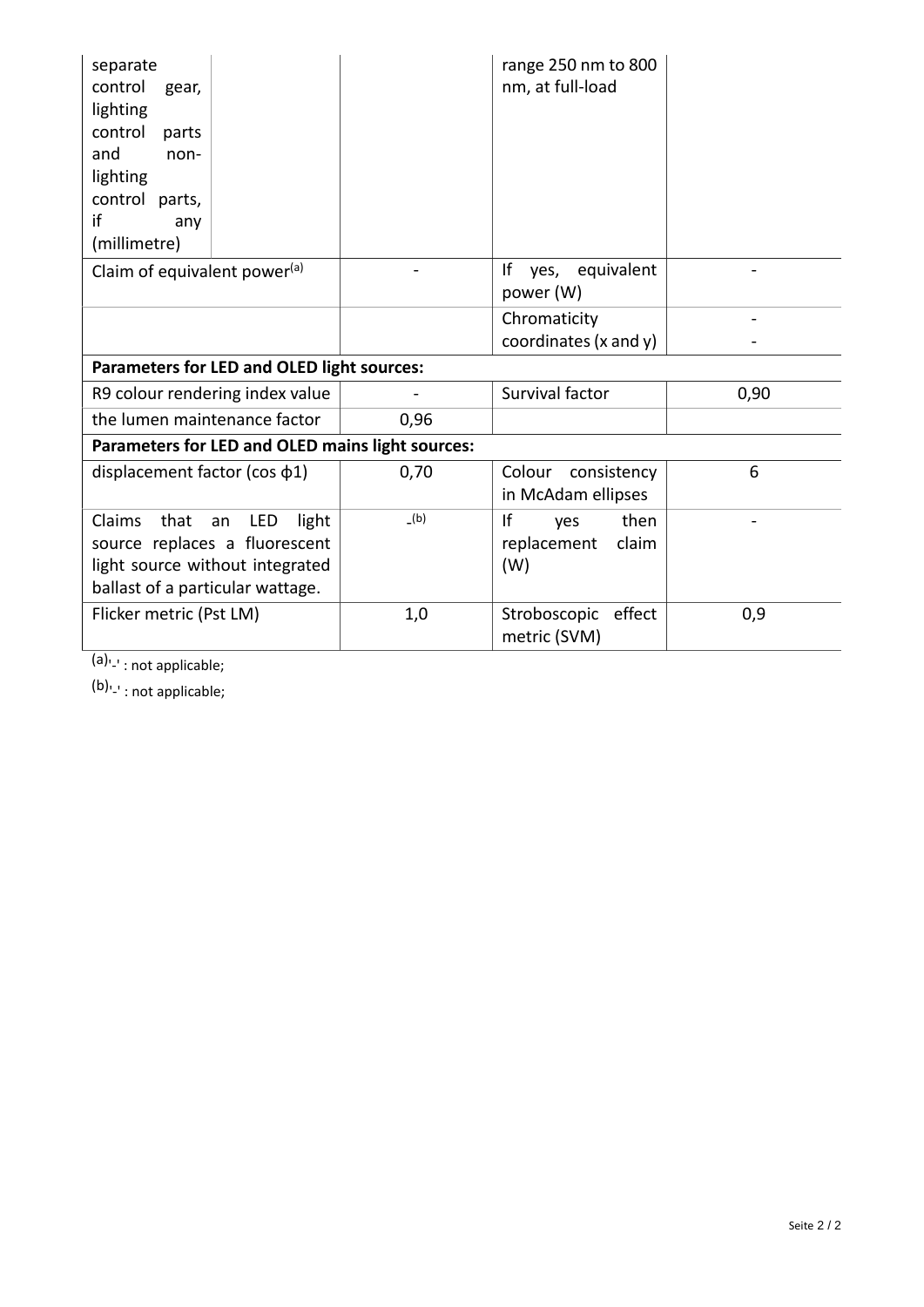| | | | |
|---|---|---|---|
| separate control gear, lighting control parts and non-lighting control parts, if any (millimetre) | | range 250 nm to 800 nm, at full-load | |
| Claim of equivalent power[(a)] | - | If yes, equivalent power (W) | - |
| | | Chromaticity coordinates (x and y) | -<br>- |
| **Parameters for LED and OLED light sources:** | | | |
| R9 colour rendering index value | - | Survival factor | 0,90 |
| the lumen maintenance factor | 0,96 | | |
| **Parameters for LED and OLED mains light sources:** | | | |
| displacement factor (cos ϕ1) | 0,70 | Colour consistency in McAdam ellipses | 6 |
| Claims that an LED light source replaces a fluorescent light source without integrated ballast of a particular wattage. | -[(b)] | If yes then replacement claim (W) | - |
| Flicker metric (Pst LM) | 1,0 | Stroboscopic effect metric (SVM) | 0,9 |

(a)'-' : not applicable;

(b)'-' : not applicable;